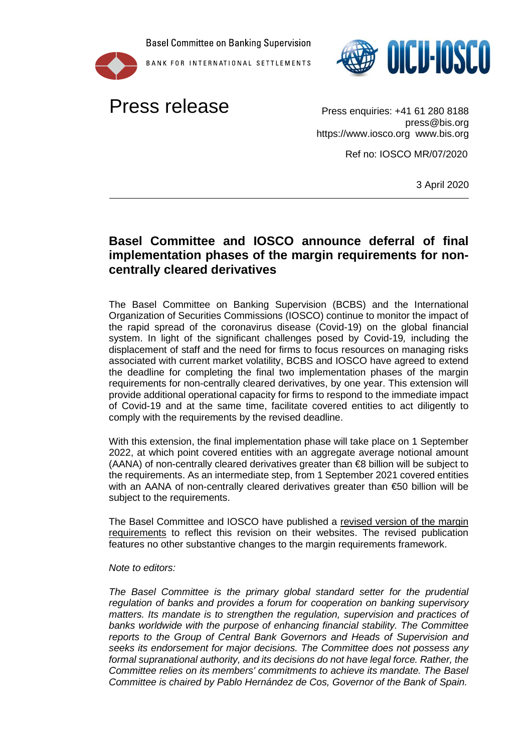Basel Committee on Banking Supervision

BANK FOR INTERNATIONAL SETTLEMENTS

OICU-IOSCO

# Press release

Press enquiries: +41 61 280 8188
press@bis.org
https://www.iosco.org  www.bis.org

Ref no: IOSCO MR/07/2020

3 April 2020

---

## Basel Committee and IOSCO announce deferral of final implementation phases of the margin requirements for non-centrally cleared derivatives

The Basel Committee on Banking Supervision (BCBS) and the International Organization of Securities Commissions (IOSCO) continue to monitor the impact of the rapid spread of the coronavirus disease (Covid-19) on the global financial system. In light of the significant challenges posed by Covid-19, including the displacement of staff and the need for firms to focus resources on managing risks associated with current market volatility, BCBS and IOSCO have agreed to extend the deadline for completing the final two implementation phases of the margin requirements for non-centrally cleared derivatives, by one year. This extension will provide additional operational capacity for firms to respond to the immediate impact of Covid-19 and at the same time, facilitate covered entities to act diligently to comply with the requirements by the revised deadline.

With this extension, the final implementation phase will take place on 1 September 2022, at which point covered entities with an aggregate average notional amount (AANA) of non-centrally cleared derivatives greater than €8 billion will be subject to the requirements. As an intermediate step, from 1 September 2021 covered entities with an AANA of non-centrally cleared derivatives greater than €50 billion will be subject to the requirements.

The Basel Committee and IOSCO have published a revised version of the margin requirements to reflect this revision on their websites. The revised publication features no other substantive changes to the margin requirements framework.

*Note to editors:*

*The Basel Committee is the primary global standard setter for the prudential regulation of banks and provides a forum for cooperation on banking supervisory matters. Its mandate is to strengthen the regulation, supervision and practices of banks worldwide with the purpose of enhancing financial stability. The Committee reports to the Group of Central Bank Governors and Heads of Supervision and seeks its endorsement for major decisions. The Committee does not possess any formal supranational authority, and its decisions do not have legal force. Rather, the Committee relies on its members' commitments to achieve its mandate. The Basel Committee is chaired by Pablo Hernández de Cos, Governor of the Bank of Spain.*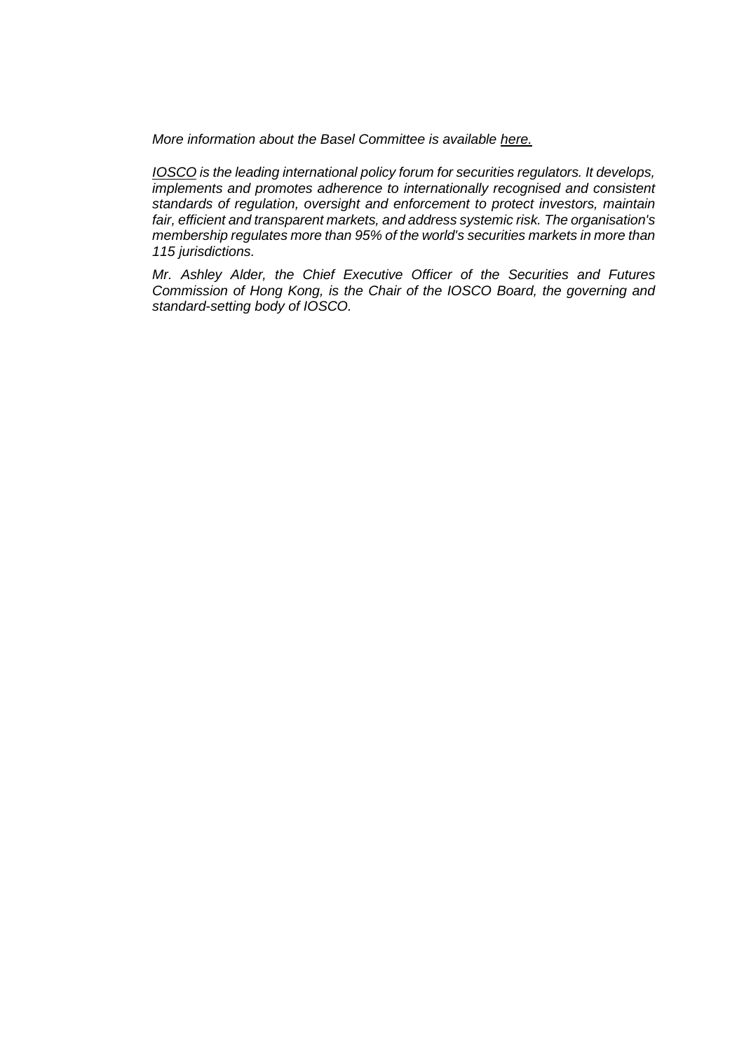*More information about the Basel Committee is available here.*

*IOSCO is the leading international policy forum for securities regulators. It develops, implements and promotes adherence to internationally recognised and consistent standards of regulation, oversight and enforcement to protect investors, maintain fair, efficient and transparent markets, and address systemic risk. The organisation's membership regulates more than 95% of the world's securities markets in more than 115 jurisdictions.*

*Mr. Ashley Alder, the Chief Executive Officer of the Securities and Futures Commission of Hong Kong, is the Chair of the IOSCO Board, the governing and standard-setting body of IOSCO.*